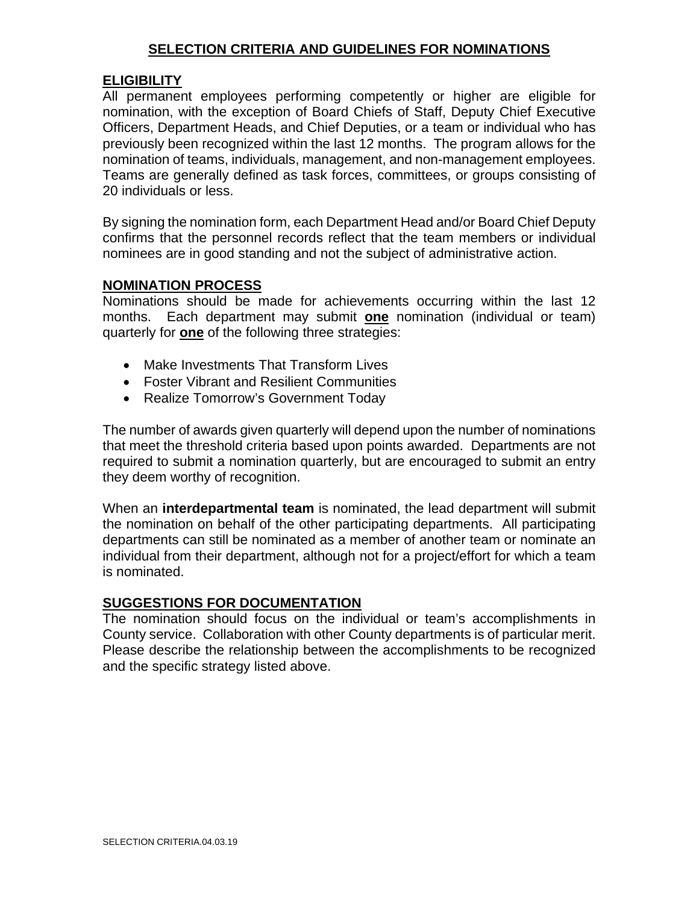# SELECTION CRITERIA AND GUIDELINES FOR NOMINATIONS

## ELIGIBILITY

All permanent employees performing competently or higher are eligible for nomination, with the exception of Board Chiefs of Staff, Deputy Chief Executive Officers, Department Heads, and Chief Deputies, or a team or individual who has previously been recognized within the last 12 months. The program allows for the nomination of teams, individuals, management, and non-management employees. Teams are generally defined as task forces, committees, or groups consisting of 20 individuals or less.

By signing the nomination form, each Department Head and/or Board Chief Deputy confirms that the personnel records reflect that the team members or individual nominees are in good standing and not the subject of administrative action.

## NOMINATION PROCESS

Nominations should be made for achievements occurring within the last 12 months. Each department may submit **one** nomination (individual or team) quarterly for **one** of the following three strategies:

- Make Investments That Transform Lives
- Foster Vibrant and Resilient Communities
- Realize Tomorrow's Government Today

The number of awards given quarterly will depend upon the number of nominations that meet the threshold criteria based upon points awarded. Departments are not required to submit a nomination quarterly, but are encouraged to submit an entry they deem worthy of recognition.

When an **interdepartmental team** is nominated, the lead department will submit the nomination on behalf of the other participating departments. All participating departments can still be nominated as a member of another team or nominate an individual from their department, although not for a project/effort for which a team is nominated.

## SUGGESTIONS FOR DOCUMENTATION

The nomination should focus on the individual or team's accomplishments in County service. Collaboration with other County departments is of particular merit. Please describe the relationship between the accomplishments to be recognized and the specific strategy listed above.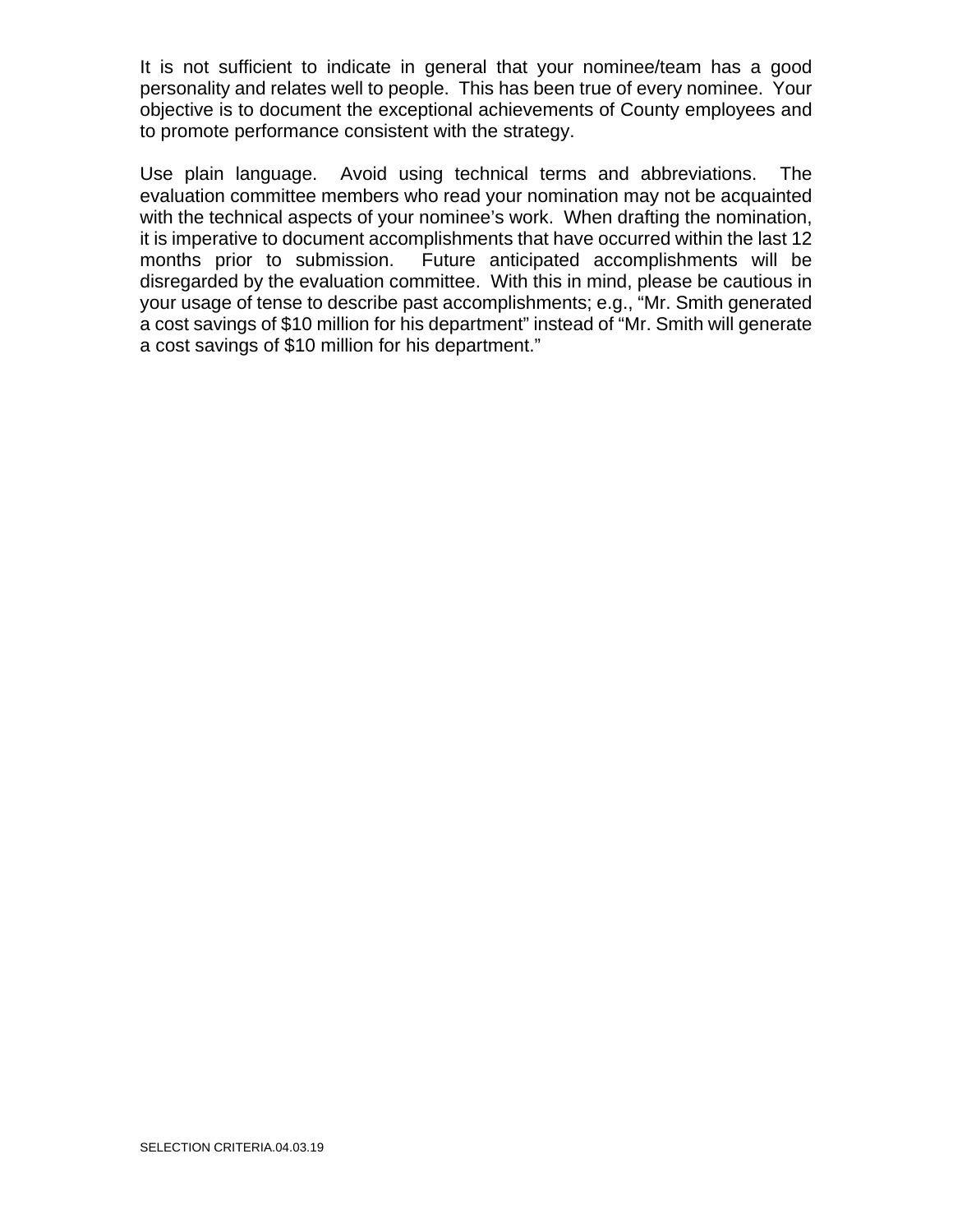It is not sufficient to indicate in general that your nominee/team has a good personality and relates well to people. This has been true of every nominee. Your objective is to document the exceptional achievements of County employees and to promote performance consistent with the strategy.

Use plain language. Avoid using technical terms and abbreviations. The evaluation committee members who read your nomination may not be acquainted with the technical aspects of your nominee's work. When drafting the nomination, it is imperative to document accomplishments that have occurred within the last 12 months prior to submission. Future anticipated accomplishments will be disregarded by the evaluation committee. With this in mind, please be cautious in your usage of tense to describe past accomplishments; e.g., "Mr. Smith generated a cost savings of $10 million for his department" instead of "Mr. Smith will generate a cost savings of $10 million for his department."